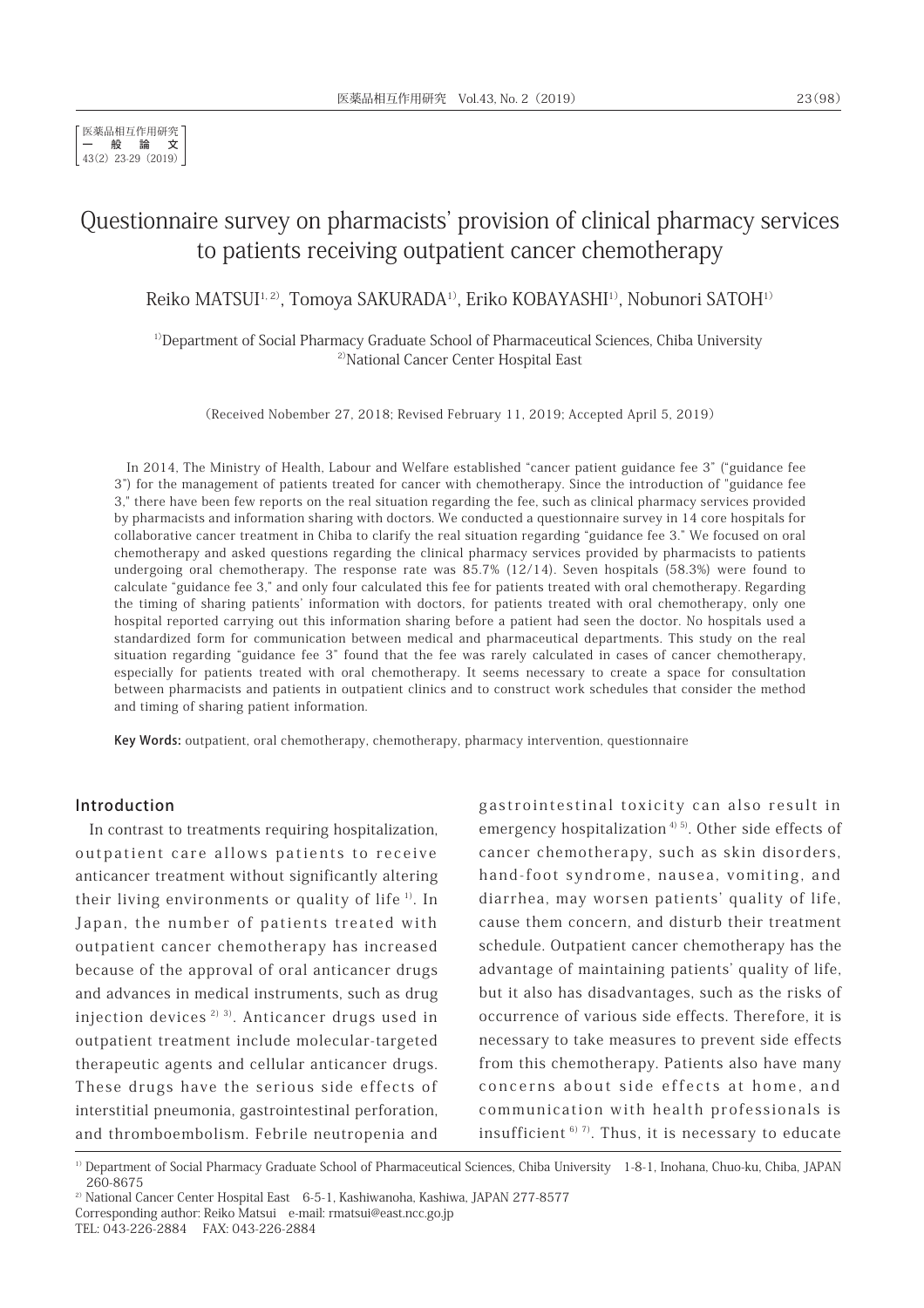# Questionnaire survey on pharmacists' provision of clinical pharmacy services to patients receiving outpatient cancer chemotherapy

Reiko MATSUI[1, 2], Tomoya SAKURADA[1], Eriko KOBAYASHI[1], Nobunori SATOH[1]

[1]Department of Social Pharmacy Graduate School of Pharmaceutical Sciences, Chiba University
[2]National Cancer Center Hospital East

(Received Nobember 27, 2018; Revised February 11, 2019; Accepted April 5, 2019)

In 2014, The Ministry of Health, Labour and Welfare established "cancer patient guidance fee 3" ("guidance fee 3") for the management of patients treated for cancer with chemotherapy. Since the introduction of "guidance fee 3," there have been few reports on the real situation regarding the fee, such as clinical pharmacy services provided by pharmacists and information sharing with doctors. We conducted a questionnaire survey in 14 core hospitals for collaborative cancer treatment in Chiba to clarify the real situation regarding "guidance fee 3." We focused on oral chemotherapy and asked questions regarding the clinical pharmacy services provided by pharmacists to patients undergoing oral chemotherapy. The response rate was 85.7% (12/14). Seven hospitals (58.3%) were found to calculate "guidance fee 3," and only four calculated this fee for patients treated with oral chemotherapy. Regarding the timing of sharing patients' information with doctors, for patients treated with oral chemotherapy, only one hospital reported carrying out this information sharing before a patient had seen the doctor. No hospitals used a standardized form for communication between medical and pharmaceutical departments. This study on the real situation regarding "guidance fee 3" found that the fee was rarely calculated in cases of cancer chemotherapy, especially for patients treated with oral chemotherapy. It seems necessary to create a space for consultation between pharmacists and patients in outpatient clinics and to construct work schedules that consider the method and timing of sharing patient information.

**Key Words:** outpatient, oral chemotherapy, chemotherapy, pharmacy intervention, questionnaire

## Introduction

In contrast to treatments requiring hospitalization, outpatient care allows patients to receive anticancer treatment without significantly altering their living environments or quality of life [1]. In Japan, the number of patients treated with outpatient cancer chemotherapy has increased because of the approval of oral anticancer drugs and advances in medical instruments, such as drug injection devices [2) 3]. Anticancer drugs used in outpatient treatment include molecular-targeted therapeutic agents and cellular anticancer drugs. These drugs have the serious side effects of interstitial pneumonia, gastrointestinal perforation, and thromboembolism. Febrile neutropenia and gastrointestinal toxicity can also result in emergency hospitalization [4) 5]. Other side effects of cancer chemotherapy, such as skin disorders, hand-foot syndrome, nausea, vomiting, and diarrhea, may worsen patients' quality of life, cause them concern, and disturb their treatment schedule. Outpatient cancer chemotherapy has the advantage of maintaining patients' quality of life, but it also has disadvantages, such as the risks of occurrence of various side effects. Therefore, it is necessary to take measures to prevent side effects from this chemotherapy. Patients also have many concerns about side effects at home, and communication with health professionals is insufficient [6) 7]. Thus, it is necessary to educate

[1] Department of Social Pharmacy Graduate School of Pharmaceutical Sciences, Chiba University 1-8-1, Inohana, Chuo-ku, Chiba, JAPAN 260-8675
[2] National Cancer Center Hospital East 6-5-1, Kashiwanoha, Kashiwa, JAPAN 277-8577
Corresponding author: Reiko Matsui e-mail: rmatsui@east.ncc.go.jp
TEL: 043-226-2884 FAX: 043-226-2884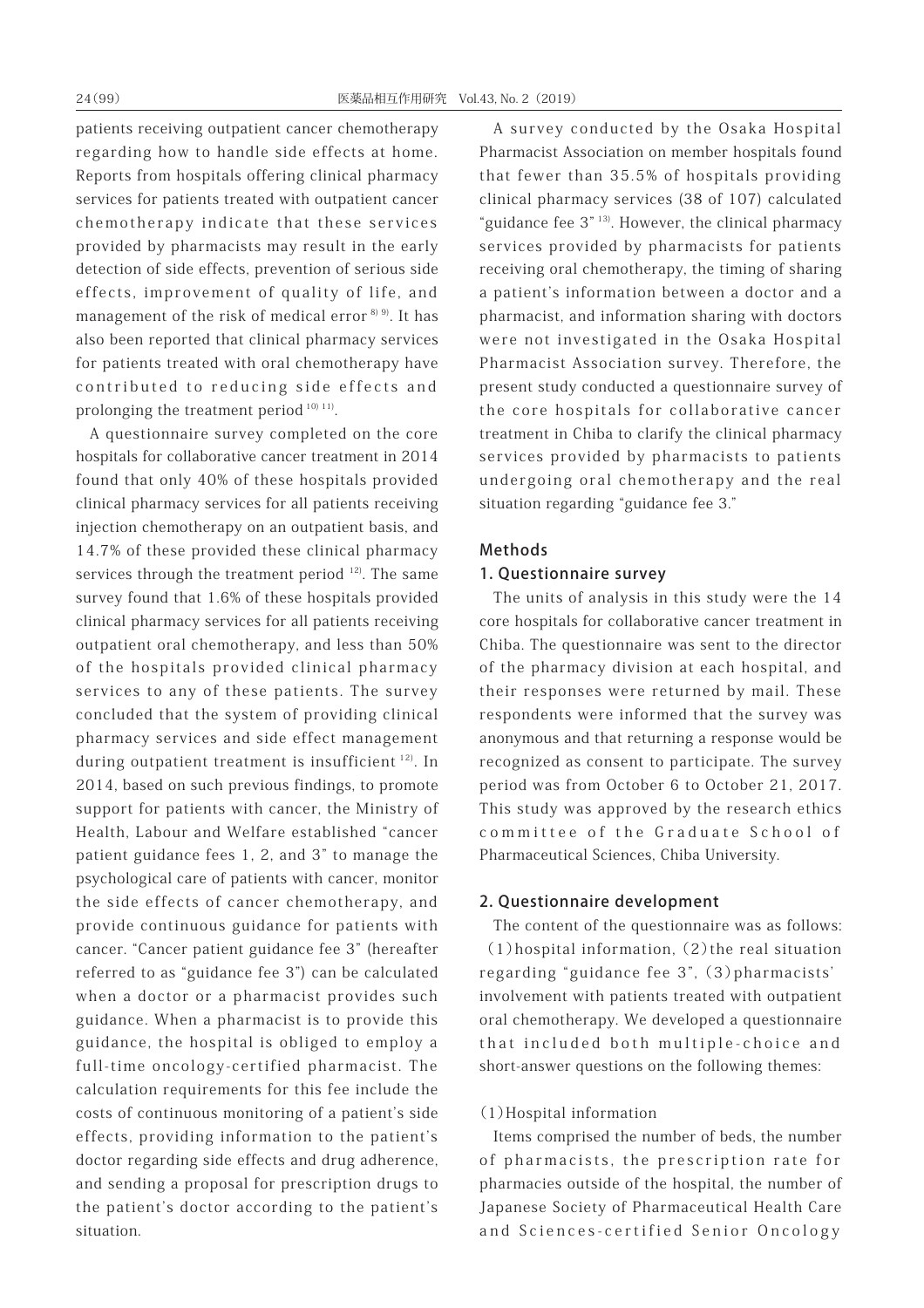patients receiving outpatient cancer chemotherapy regarding how to handle side effects at home. Reports from hospitals offering clinical pharmacy services for patients treated with outpatient cancer chemotherapy indicate that these services provided by pharmacists may result in the early detection of side effects, prevention of serious side effects, improvement of quality of life, and management of the risk of medical error [8) 9)]. It has also been reported that clinical pharmacy services for patients treated with oral chemotherapy have contributed to reducing side effects and prolonging the treatment period [10) 11)].

A questionnaire survey completed on the core hospitals for collaborative cancer treatment in 2014 found that only 40% of these hospitals provided clinical pharmacy services for all patients receiving injection chemotherapy on an outpatient basis, and 14.7% of these provided these clinical pharmacy services through the treatment period [12)]. The same survey found that 1.6% of these hospitals provided clinical pharmacy services for all patients receiving outpatient oral chemotherapy, and less than 50% of the hospitals provided clinical pharmacy services to any of these patients. The survey concluded that the system of providing clinical pharmacy services and side effect management during outpatient treatment is insufficient [12)]. In 2014, based on such previous findings, to promote support for patients with cancer, the Ministry of Health, Labour and Welfare established "cancer patient guidance fees 1, 2, and 3" to manage the psychological care of patients with cancer, monitor the side effects of cancer chemotherapy, and provide continuous guidance for patients with cancer. "Cancer patient guidance fee 3" (hereafter referred to as "guidance fee 3") can be calculated when a doctor or a pharmacist provides such guidance. When a pharmacist is to provide this guidance, the hospital is obliged to employ a full-time oncology-certified pharmacist. The calculation requirements for this fee include the costs of continuous monitoring of a patient's side effects, providing information to the patient's doctor regarding side effects and drug adherence, and sending a proposal for prescription drugs to the patient's doctor according to the patient's situation.

A survey conducted by the Osaka Hospital Pharmacist Association on member hospitals found that fewer than 35.5% of hospitals providing clinical pharmacy services (38 of 107) calculated "guidance fee 3" [13)]. However, the clinical pharmacy services provided by pharmacists for patients receiving oral chemotherapy, the timing of sharing a patient's information between a doctor and a pharmacist, and information sharing with doctors were not investigated in the Osaka Hospital Pharmacist Association survey. Therefore, the present study conducted a questionnaire survey of the core hospitals for collaborative cancer treatment in Chiba to clarify the clinical pharmacy services provided by pharmacists to patients undergoing oral chemotherapy and the real situation regarding "guidance fee 3."

## Methods

### 1. Questionnaire survey

The units of analysis in this study were the 14 core hospitals for collaborative cancer treatment in Chiba. The questionnaire was sent to the director of the pharmacy division at each hospital, and their responses were returned by mail. These respondents were informed that the survey was anonymous and that returning a response would be recognized as consent to participate. The survey period was from October 6 to October 21, 2017. This study was approved by the research ethics committee of the Graduate School of Pharmaceutical Sciences, Chiba University.

### 2. Questionnaire development

The content of the questionnaire was as follows: (1) hospital information, (2) the real situation regarding "guidance fee 3", (3) pharmacists' involvement with patients treated with outpatient oral chemotherapy. We developed a questionnaire that included both multiple-choice and short-answer questions on the following themes:

(1) Hospital information

Items comprised the number of beds, the number of pharmacists, the prescription rate for pharmacies outside of the hospital, the number of Japanese Society of Pharmaceutical Health Care and Sciences-certified Senior Oncology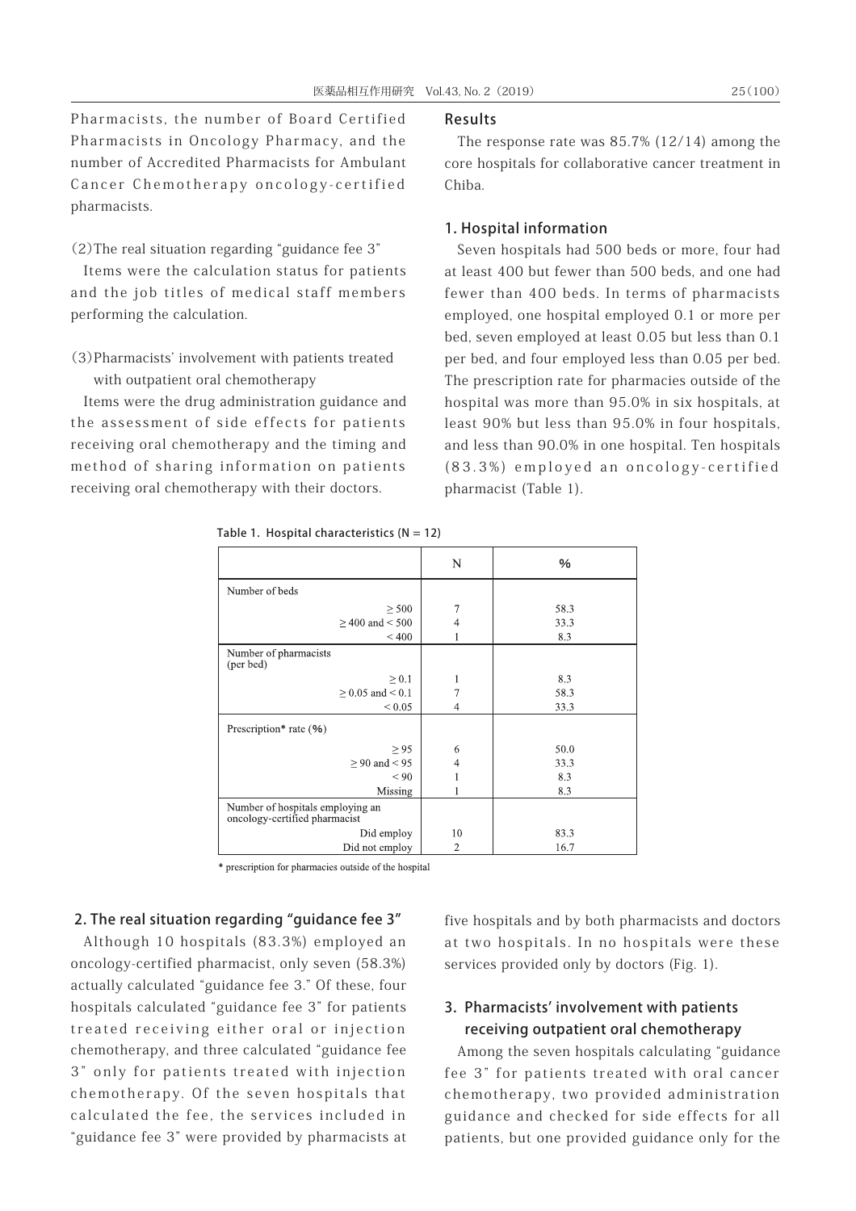Pharmacists, the number of Board Certified Pharmacists in Oncology Pharmacy, and the number of Accredited Pharmacists for Ambulant Cancer Chemotherapy oncology-certified pharmacists.

(2)The real situation regarding "guidance fee 3"

Items were the calculation status for patients and the job titles of medical staff members performing the calculation.

(3)Pharmacists' involvement with patients treated with outpatient oral chemotherapy

Items were the drug administration guidance and the assessment of side effects for patients receiving oral chemotherapy and the timing and method of sharing information on patients receiving oral chemotherapy with their doctors.

## Results

The response rate was 85.7% (12/14) among the core hospitals for collaborative cancer treatment in Chiba.

### 1. Hospital information

Seven hospitals had 500 beds or more, four had at least 400 but fewer than 500 beds, and one had fewer than 400 beds. In terms of pharmacists employed, one hospital employed 0.1 or more per bed, seven employed at least 0.05 but less than 0.1 per bed, and four employed less than 0.05 per bed. The prescription rate for pharmacies outside of the hospital was more than 95.0% in six hospitals, at least 90% but less than 95.0% in four hospitals, and less than 90.0% in one hospital. Ten hospitals (83.3%) employed an oncology-certified pharmacist (Table 1).

Table 1. Hospital characteristics (N = 12)

| | N | % |
|---|---|---|
| Number of beds | | |
| ≥ 500 | 7 | 58.3 |
| ≥ 400 and < 500 | 4 | 33.3 |
| < 400 | 1 | 8.3 |
| Number of pharmacists (per bed) | | |
| ≥ 0.1 | 1 | 8.3 |
| ≥ 0.05 and < 0.1 | 7 | 58.3 |
| < 0.05 | 4 | 33.3 |
| Prescription* rate (%) | | |
| ≥ 95 | 6 | 50.0 |
| ≥ 90 and < 95 | 4 | 33.3 |
| < 90 | 1 | 8.3 |
| Missing | 1 | 8.3 |
| Number of hospitals employing an oncology-certified pharmacist | | |
| Did employ | 10 | 83.3 |
| Did not employ | 2 | 16.7 |

* prescription for pharmacies outside of the hospital

### 2. The real situation regarding "guidance fee 3"

Although 10 hospitals (83.3%) employed an oncology-certified pharmacist, only seven (58.3%) actually calculated "guidance fee 3." Of these, four hospitals calculated "guidance fee 3" for patients treated receiving either oral or injection chemotherapy, and three calculated "guidance fee 3" only for patients treated with injection chemotherapy. Of the seven hospitals that calculated the fee, the services included in "guidance fee 3" were provided by pharmacists at five hospitals and by both pharmacists and doctors at two hospitals. In no hospitals were these services provided only by doctors (Fig. 1).

### 3. Pharmacists' involvement with patients receiving outpatient oral chemotherapy

Among the seven hospitals calculating "guidance fee 3" for patients treated with oral cancer chemotherapy, two provided administration guidance and checked for side effects for all patients, but one provided guidance only for the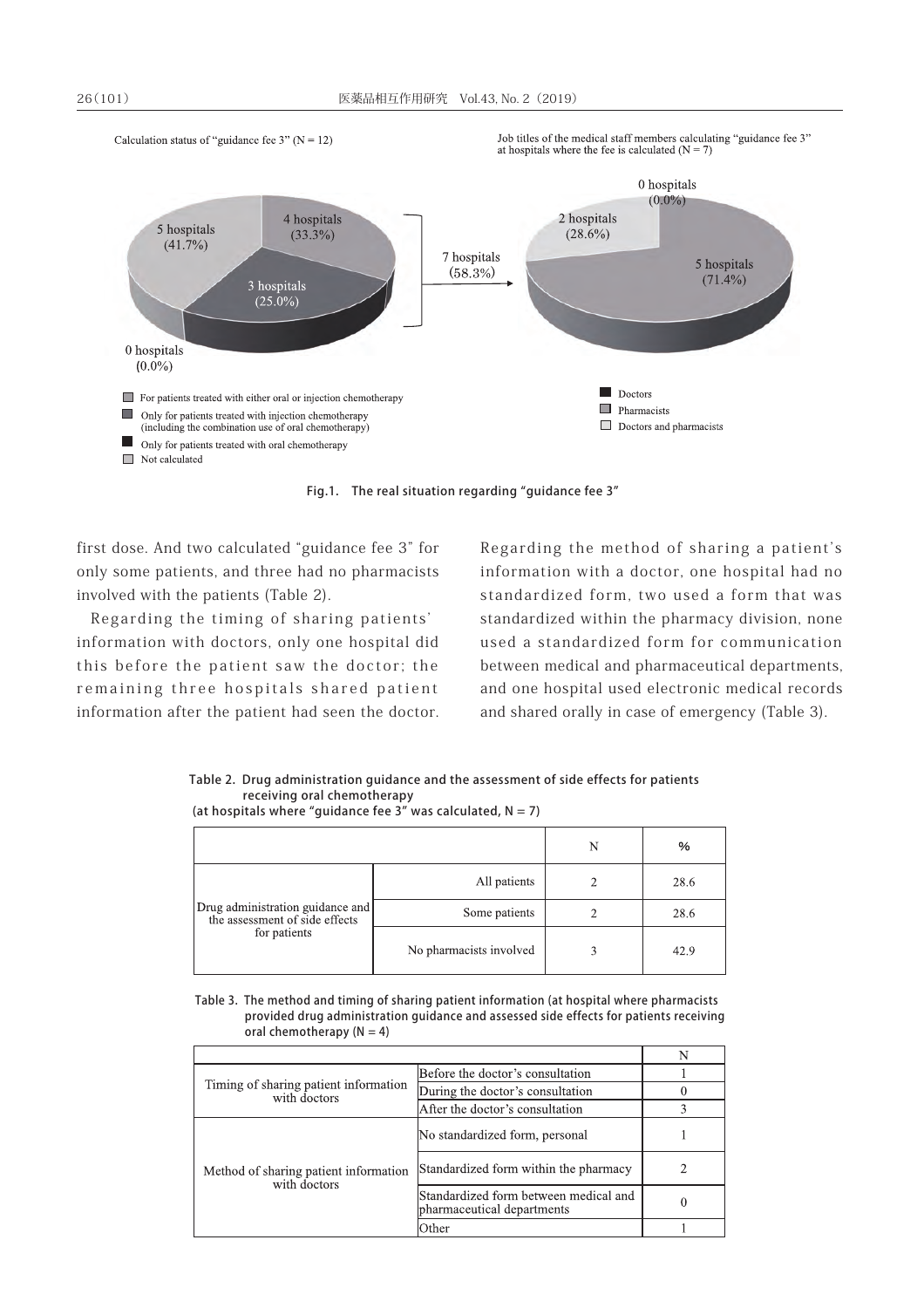Calculation status of "guidance fee 3" (N = 12)

Job titles of the medical staff members calculating "guidance fee 3" at hospitals where the fee is calculated (N = 7)

5 hospitals (41.7%)
4 hospitals (33.3%)
3 hospitals (25.0%)
0 hospitals (0.0%)

7 hospitals (58.3%)

0 hospitals (0.0%)
2 hospitals (28.6%)
5 hospitals (71.4%)

- For patients treated with either oral or injection chemotherapy
- Only for patients treated with injection chemotherapy (including the combination use of oral chemotherapy)
- Only for patients treated with oral chemotherapy
- Not calculated

- Doctors
- Pharmacists
- Doctors and pharmacists

Fig.1. The real situation regarding "guidance fee 3"

first dose. And two calculated "guidance fee 3" for only some patients, and three had no pharmacists involved with the patients (Table 2).

Regarding the timing of sharing patients' information with doctors, only one hospital did this before the patient saw the doctor; the remaining three hospitals shared patient information after the patient had seen the doctor. Regarding the method of sharing a patient's information with a doctor, one hospital had no standardized form, two used a form that was standardized within the pharmacy division, none used a standardized form for communication between medical and pharmaceutical departments, and one hospital used electronic medical records and shared orally in case of emergency (Table 3).

Table 2. Drug administration guidance and the assessment of side effects for patients receiving oral chemotherapy
(at hospitals where "guidance fee 3" was calculated, N = 7)

| | | N | % |
|---|---|---|---|
| Drug administration guidance and the assessment of side effects for patients | All patients | 2 | 28.6 |
| | Some patients | 2 | 28.6 |
| | No pharmacists involved | 3 | 42.9 |

Table 3. The method and timing of sharing patient information (at hospital where pharmacists provided drug administration guidance and assessed side effects for patients receiving oral chemotherapy (N = 4)

| | | N |
|---|---|---|
| Timing of sharing patient information with doctors | Before the doctor's consultation | 1 |
| | During the doctor's consultation | 0 |
| | After the doctor's consultation | 3 |
| Method of sharing patient information with doctors | No standardized form, personal | 1 |
| | Standardized form within the pharmacy | 2 |
| | Standardized form between medical and pharmaceutical departments | 0 |
| | Other | 1 |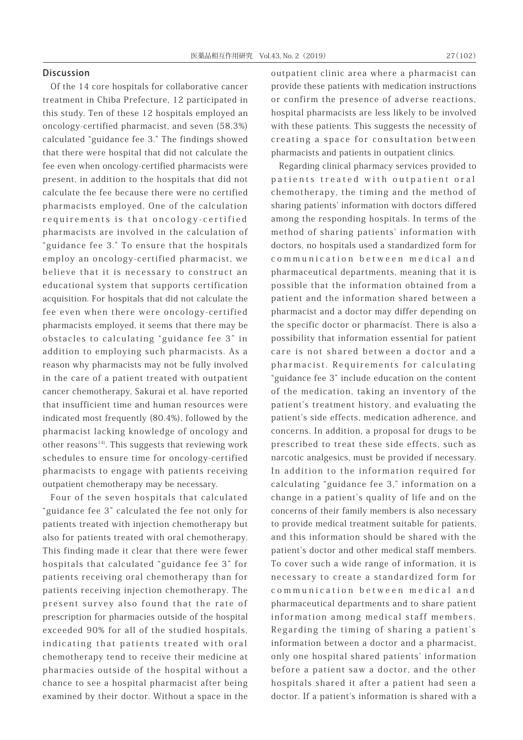## Discussion

Of the 14 core hospitals for collaborative cancer treatment in Chiba Prefecture, 12 participated in this study. Ten of these 12 hospitals employed an oncology-certified pharmacist, and seven (58.3%) calculated "guidance fee 3." The findings showed that there were hospital that did not calculate the fee even when oncology-certified pharmacists were present, in addition to the hospitals that did not calculate the fee because there were no certified pharmacists employed. One of the calculation requirements is that oncology-certified pharmacists are involved in the calculation of "guidance fee 3." To ensure that the hospitals employ an oncology-certified pharmacist, we believe that it is necessary to construct an educational system that supports certification acquisition. For hospitals that did not calculate the fee even when there were oncology-certified pharmacists employed, it seems that there may be obstacles to calculating "guidance fee 3" in addition to employing such pharmacists. As a reason why pharmacists may not be fully involved in the care of a patient treated with outpatient cancer chemotherapy, Sakurai et al. have reported that insufficient time and human resources were indicated most frequently (80.4%), followed by the pharmacist lacking knowledge of oncology and other reasons[14]. This suggests that reviewing work schedules to ensure time for oncology-certified pharmacists to engage with patients receiving outpatient chemotherapy may be necessary.

Four of the seven hospitals that calculated "guidance fee 3" calculated the fee not only for patients treated with injection chemotherapy but also for patients treated with oral chemotherapy. This finding made it clear that there were fewer hospitals that calculated "guidance fee 3" for patients receiving oral chemotherapy than for patients receiving injection chemotherapy. The present survey also found that the rate of prescription for pharmacies outside of the hospital exceeded 90% for all of the studied hospitals, indicating that patients treated with oral chemotherapy tend to receive their medicine at pharmacies outside of the hospital without a chance to see a hospital pharmacist after being examined by their doctor. Without a space in the outpatient clinic area where a pharmacist can provide these patients with medication instructions or confirm the presence of adverse reactions, hospital pharmacists are less likely to be involved with these patients. This suggests the necessity of creating a space for consultation between pharmacists and patients in outpatient clinics.

Regarding clinical pharmacy services provided to patients treated with outpatient oral chemotherapy, the timing and the method of sharing patients' information with doctors differed among the responding hospitals. In terms of the method of sharing patients' information with doctors, no hospitals used a standardized form for communication between medical and pharmaceutical departments, meaning that it is possible that the information obtained from a patient and the information shared between a pharmacist and a doctor may differ depending on the specific doctor or pharmacist. There is also a possibility that information essential for patient care is not shared between a doctor and a pharmacist. Requirements for calculating "guidance fee 3" include education on the content of the medication, taking an inventory of the patient's treatment history, and evaluating the patient's side effects, medication adherence, and concerns. In addition, a proposal for drugs to be prescribed to treat these side effects, such as narcotic analgesics, must be provided if necessary. In addition to the information required for calculating "guidance fee 3," information on a change in a patient's quality of life and on the concerns of their family members is also necessary to provide medical treatment suitable for patients, and this information should be shared with the patient's doctor and other medical staff members. To cover such a wide range of information, it is necessary to create a standardized form for communication between medical and pharmaceutical departments and to share patient information among medical staff members. Regarding the timing of sharing a patient's information between a doctor and a pharmacist, only one hospital shared patients' information before a patient saw a doctor, and the other hospitals shared it after a patient had seen a doctor. If a patient's information is shared with a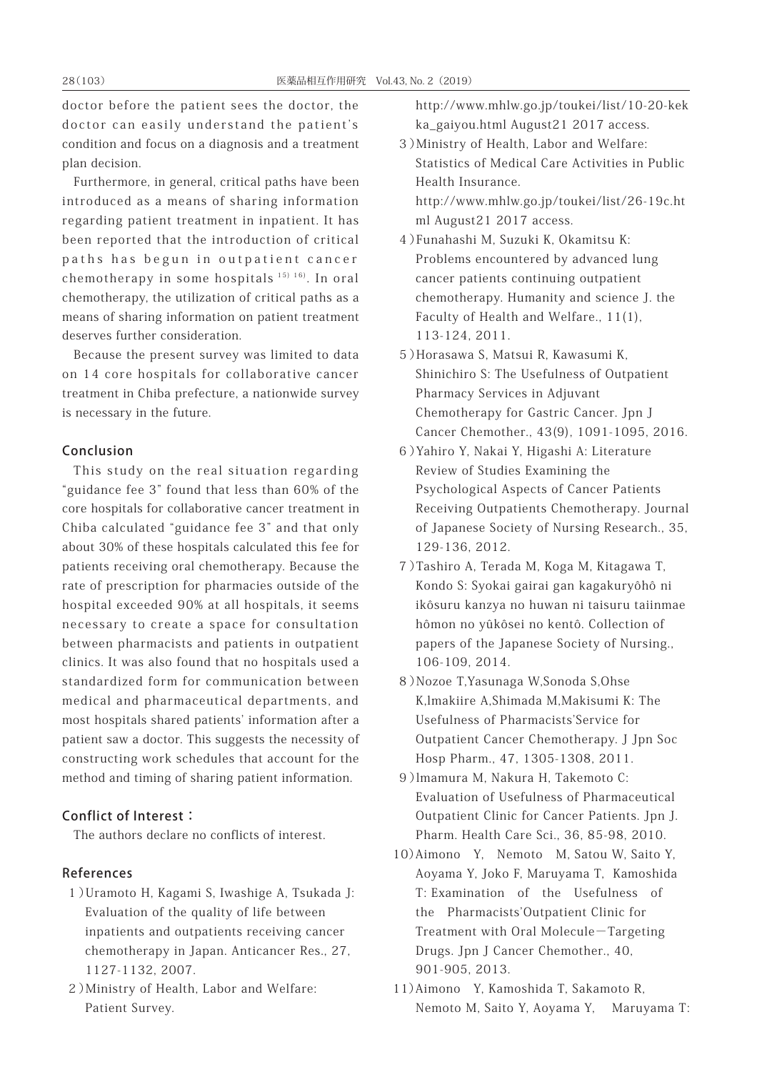doctor before the patient sees the doctor, the doctor can easily understand the patient's condition and focus on a diagnosis and a treatment plan decision.

Furthermore, in general, critical paths have been introduced as a means of sharing information regarding patient treatment in inpatient. It has been reported that the introduction of critical paths has begun in outpatient cancer chemotherapy in some hospitals [15) 16)]. In oral chemotherapy, the utilization of critical paths as a means of sharing information on patient treatment deserves further consideration.

Because the present survey was limited to data on 14 core hospitals for collaborative cancer treatment in Chiba prefecture, a nationwide survey is necessary in the future.

## Conclusion

This study on the real situation regarding "guidance fee 3" found that less than 60% of the core hospitals for collaborative cancer treatment in Chiba calculated "guidance fee 3" and that only about 30% of these hospitals calculated this fee for patients receiving oral chemotherapy. Because the rate of prescription for pharmacies outside of the hospital exceeded 90% at all hospitals, it seems necessary to create a space for consultation between pharmacists and patients in outpatient clinics. It was also found that no hospitals used a standardized form for communication between medical and pharmaceutical departments, and most hospitals shared patients' information after a patient saw a doctor. This suggests the necessity of constructing work schedules that account for the method and timing of sharing patient information.

## Conflict of Interest：

The authors declare no conflicts of interest.

## References

1 ) Uramoto H, Kagami S, Iwashige A, Tsukada J: Evaluation of the quality of life between inpatients and outpatients receiving cancer chemotherapy in Japan. Anticancer Res., 27, 1127-1132, 2007.

2 ) Ministry of Health, Labor and Welfare: Patient Survey. http://www.mhlw.go.jp/toukei/list/10-20-kekka_gaiyou.html August21 2017 access.

3 ) Ministry of Health, Labor and Welfare: Statistics of Medical Care Activities in Public Health Insurance. http://www.mhlw.go.jp/toukei/list/26-19c.html August21 2017 access.

4 ) Funahashi M, Suzuki K, Okamitsu K: Problems encountered by advanced lung cancer patients continuing outpatient chemotherapy. Humanity and science J. the Faculty of Health and Welfare., 11(1), 113-124, 2011.

5 ) Horasawa S, Matsui R, Kawasumi K, Shinichiro S: The Usefulness of Outpatient Pharmacy Services in Adjuvant Chemotherapy for Gastric Cancer. Jpn J Cancer Chemother., 43(9), 1091-1095, 2016.

6 ) Yahiro Y, Nakai Y, Higashi A: Literature Review of Studies Examining the Psychological Aspects of Cancer Patients Receiving Outpatients Chemotherapy. Journal of Japanese Society of Nursing Research., 35, 129-136, 2012.

7 ) Tashiro A, Terada M, Koga M, Kitagawa T, Kondo S: Syokai gairai gan kagakuryôhô ni ikôsuru kanzya no huwan ni taisuru taiinmae hômon no yûkôsei no kentô. Collection of papers of the Japanese Society of Nursing., 106-109, 2014.

8 ) Nozoe T,Yasunaga W,Sonoda S,Ohse K,Imakiire A,Shimada M,Makisumi K: The Usefulness of Pharmacists'Service for Outpatient Cancer Chemotherapy. J Jpn Soc Hosp Pharm., 47, 1305-1308, 2011.

9 ) Imamura M, Nakura H, Takemoto C: Evaluation of Usefulness of Pharmaceutical Outpatient Clinic for Cancer Patients. Jpn J. Pharm. Health Care Sci., 36, 85-98, 2010.

10) Aimono Y, Nemoto M, Satou W, Saito Y, Aoyama Y, Joko F, Maruyama T, Kamoshida T: Examination of the Usefulness of the Pharmacists'Outpatient Clinic for Treatment with Oral Molecule－Targeting Drugs. Jpn J Cancer Chemother., 40, 901-905, 2013.

11) Aimono Y, Kamoshida T, Sakamoto R, Nemoto M, Saito Y, Aoyama Y, Maruyama T: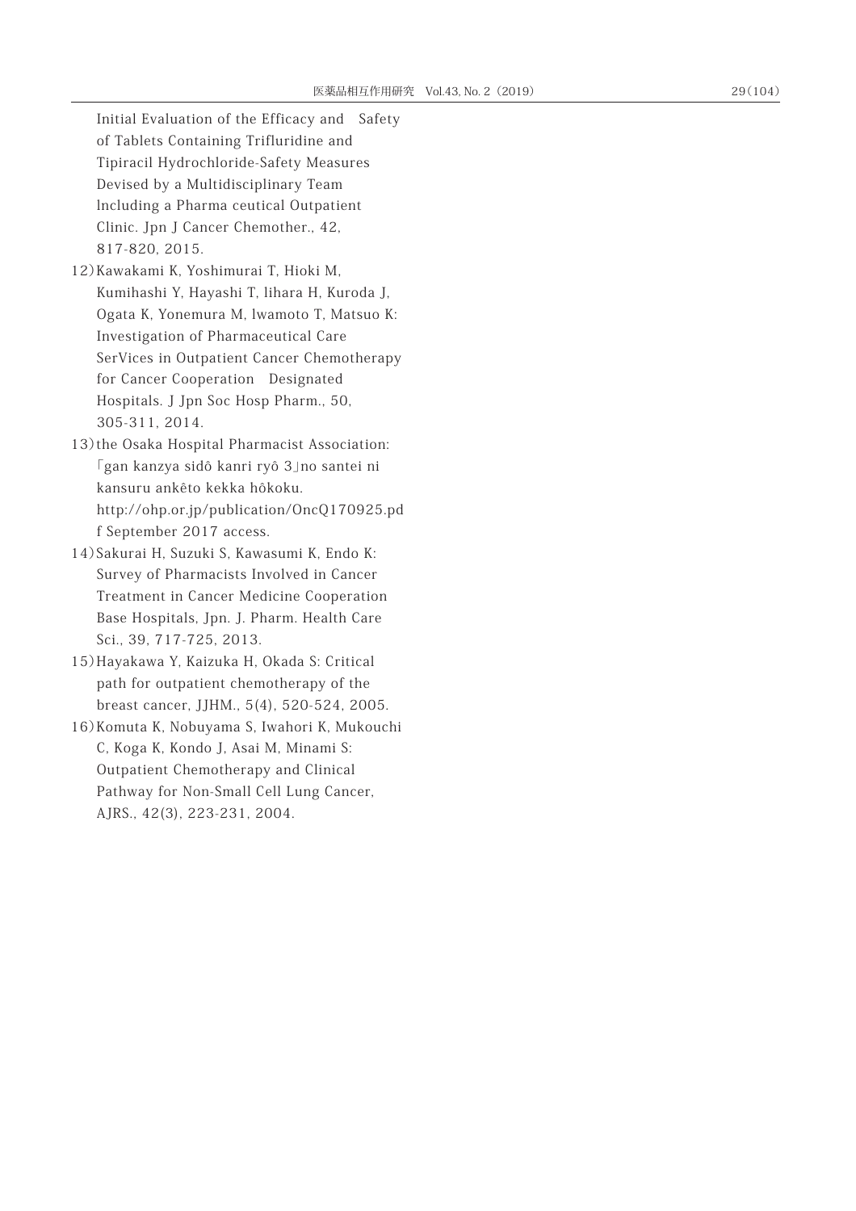Initial Evaluation of the Efficacy and Safety of Tablets Containing Trifluridine and Tipiracil Hydrochloride-Safety Measures Devised by a Multidisciplinary Team lncluding a Pharma ceutical Outpatient Clinic. Jpn J Cancer Chemother., 42, 817-820, 2015.

12) Kawakami K, Yoshimurai T, Hioki M, Kumihashi Y, Hayashi T, lihara H, Kuroda J, Ogata K, Yonemura M, lwamoto T, Matsuo K: Investigation of Pharmaceutical Care SerVices in Outpatient Cancer Chemotherapy for Cancer Cooperation Designated Hospitals. J Jpn Soc Hosp Pharm., 50, 305-311, 2014.

13) the Osaka Hospital Pharmacist Association: 「gan kanzya sidô kanri ryô 3」no santei ni kansuru ankêto kekka hôkoku. http://ohp.or.jp/publication/OncQ170925.pdf September 2017 access.

14) Sakurai H, Suzuki S, Kawasumi K, Endo K: Survey of Pharmacists Involved in Cancer Treatment in Cancer Medicine Cooperation Base Hospitals, Jpn. J. Pharm. Health Care Sci., 39, 717-725, 2013.

15) Hayakawa Y, Kaizuka H, Okada S: Critical path for outpatient chemotherapy of the breast cancer, JJHM., 5(4), 520-524, 2005.

16) Komuta K, Nobuyama S, Iwahori K, Mukouchi C, Koga K, Kondo J, Asai M, Minami S: Outpatient Chemotherapy and Clinical Pathway for Non-Small Cell Lung Cancer, AJRS., 42(3), 223-231, 2004.